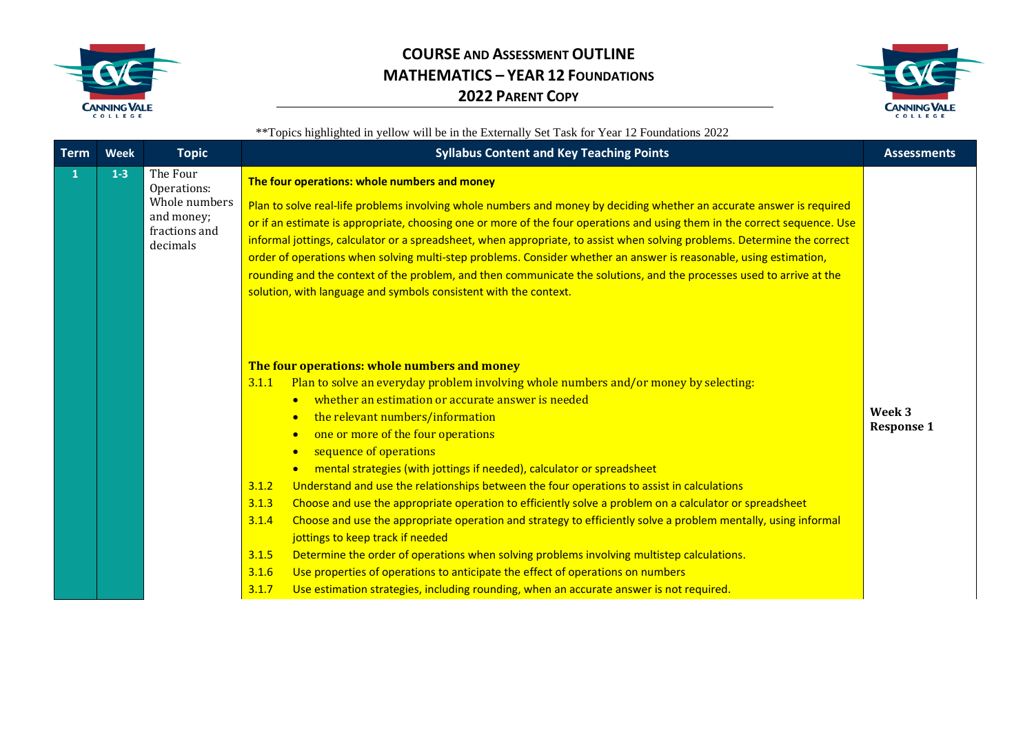# COURSE AND ASSESSMENT OUTLINE
## MATHEMATICS – YEAR 12 FOUNDATIONS
### 2022 PARENT COPY

**Topics highlighted in yellow will be in the Externally Set Task for Year 12 Foundations 2022

| Term | Week | Topic | Syllabus Content and Key Teaching Points | Assessments |
|---|---|---|---|---|
| 1 | 1-3 | The Four Operations: Whole numbers and money; fractions and decimals | **The four operations: whole numbers and money**<br><br>Plan to solve real-life problems involving whole numbers and money by deciding whether an accurate answer is required or if an estimate is appropriate, choosing one or more of the four operations and using them in the correct sequence. Use informal jottings, calculator or a spreadsheet, when appropriate, to assist when solving problems. Determine the correct order of operations when solving multi-step problems. Consider whether an answer is reasonable, using estimation, rounding and the context of the problem, and then communicate the solutions, and the processes used to arrive at the solution, with language and symbols consistent with the context.<br><br>**The four operations: whole numbers and money**<br>3.1.1 Plan to solve an everyday problem involving whole numbers and/or money by selecting:<br>• whether an estimation or accurate answer is needed<br>• the relevant numbers/information<br>• one or more of the four operations<br>• sequence of operations<br>• mental strategies (with jottings if needed), calculator or spreadsheet<br>3.1.2 Understand and use the relationships between the four operations to assist in calculations<br>3.1.3 Choose and use the appropriate operation to efficiently solve a problem on a calculator or spreadsheet<br>3.1.4 Choose and use the appropriate operation and strategy to efficiently solve a problem mentally, using informal jottings to keep track if needed<br>3.1.5 Determine the order of operations when solving problems involving multistep calculations.<br>3.1.6 Use properties of operations to anticipate the effect of operations on numbers<br>3.1.7 Use estimation strategies, including rounding, when an accurate answer is not required. | **Week 3**<br>**Response 1** |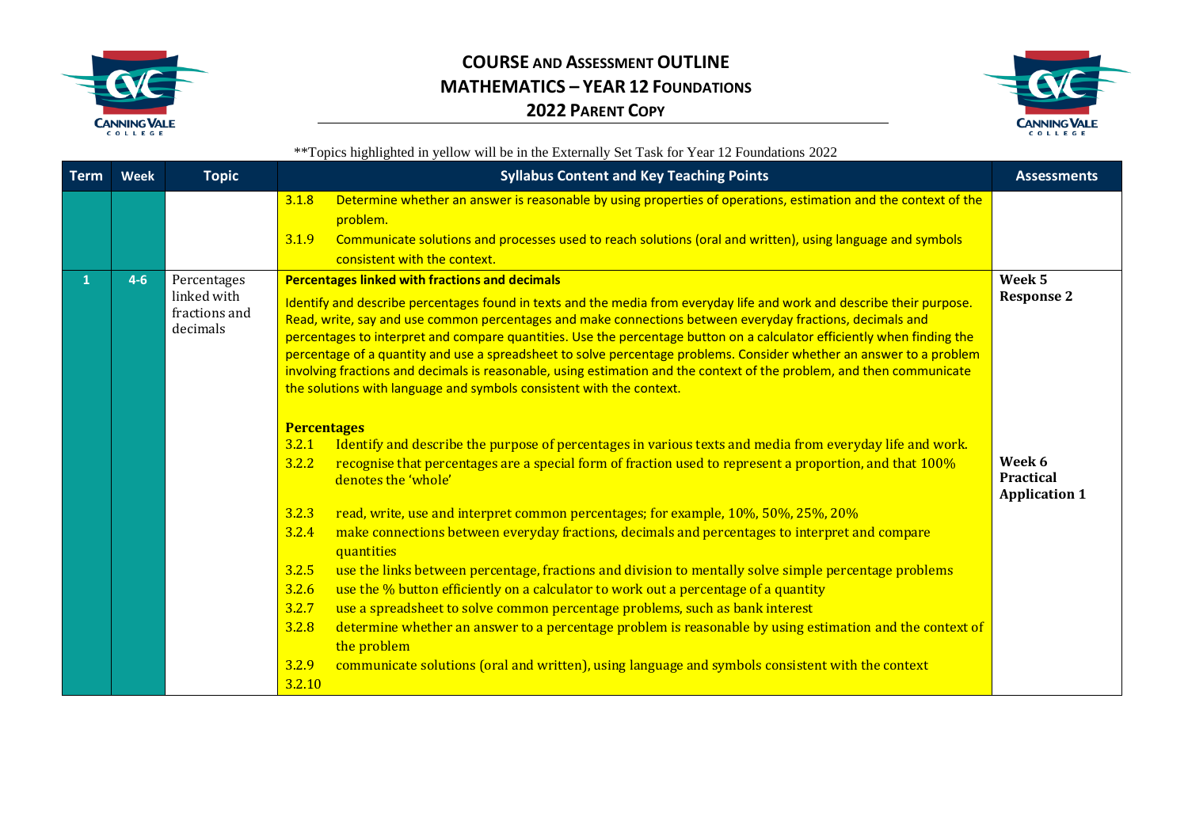# COURSE AND ASSESSMENT OUTLINE
## MATHEMATICS – YEAR 12 FOUNDATIONS
### 2022 PARENT COPY

**Topics highlighted in yellow will be in the Externally Set Task for Year 12 Foundations 2022

| Term | Week | Topic | Syllabus Content and Key Teaching Points | Assessments |
|---|---|---|---|---|
| | | | 3.1.8 Determine whether an answer is reasonable by using properties of operations, estimation and the context of the problem.<br>3.1.9 Communicate solutions and processes used to reach solutions (oral and written), using language and symbols consistent with the context. | |
| 1 | 4-6 | Percentages linked with fractions and decimals | **Percentages linked with fractions and decimals**<br>Identify and describe percentages found in texts and the media from everyday life and work and describe their purpose. Read, write, say and use common percentages and make connections between everyday fractions, decimals and percentages to interpret and compare quantities. Use the percentage button on a calculator efficiently when finding the percentage of a quantity and use a spreadsheet to solve percentage problems. Consider whether an answer to a problem involving fractions and decimals is reasonable, using estimation and the context of the problem, and then communicate the solutions with language and symbols consistent with the context.<br><br>**Percentages**<br>3.2.1 Identify and describe the purpose of percentages in various texts and media from everyday life and work.<br>3.2.2 recognise that percentages are a special form of fraction used to represent a proportion, and that 100% denotes the 'whole'<br>3.2.3 read, write, use and interpret common percentages; for example, 10%, 50%, 25%, 20%<br>3.2.4 make connections between everyday fractions, decimals and percentages to interpret and compare quantities<br>3.2.5 use the links between percentage, fractions and division to mentally solve simple percentage problems<br>3.2.6 use the % button efficiently on a calculator to work out a percentage of a quantity<br>3.2.7 use a spreadsheet to solve common percentage problems, such as bank interest<br>3.2.8 determine whether an answer to a percentage problem is reasonable by using estimation and the context of the problem<br>3.2.9 communicate solutions (oral and written), using language and symbols consistent with the context<br>3.2.10 | **Week 5**<br>**Response 2**<br><br>**Week 6**<br>**Practical Application 1** |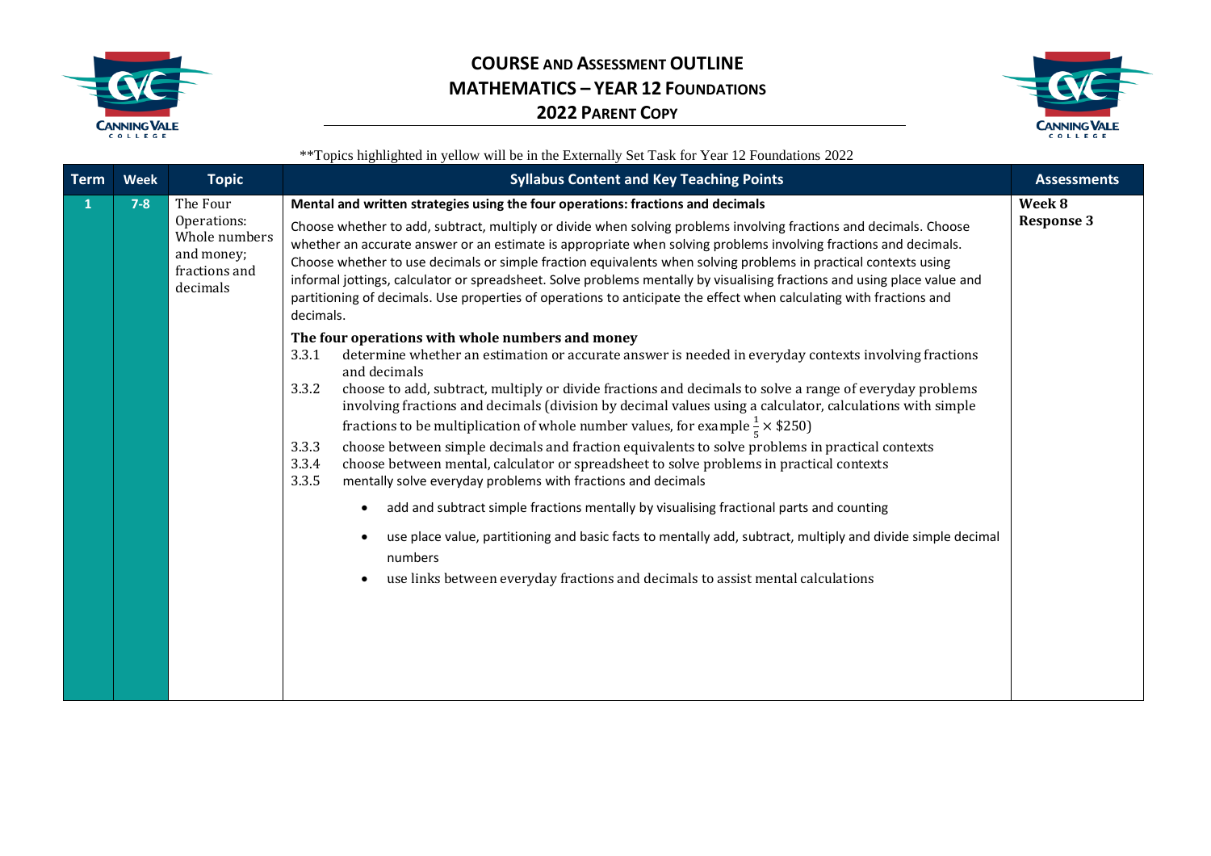# COURSE AND ASSESSMENT OUTLINE
## MATHEMATICS – YEAR 12 FOUNDATIONS
### 2022 PARENT COPY

**Topics highlighted in yellow will be in the Externally Set Task for Year 12 Foundations 2022

| Term | Week | Topic | Syllabus Content and Key Teaching Points | Assessments |
|---|---|---|---|---|
| 1 | 7-8 | The Four Operations: Whole numbers and money; fractions and decimals | **Mental and written strategies using the four operations: fractions and decimals**<br><br>Choose whether to add, subtract, multiply or divide when solving problems involving fractions and decimals. Choose whether an accurate answer or an estimate is appropriate when solving problems involving fractions and decimals. Choose whether to use decimals or simple fraction equivalents when solving problems in practical contexts using informal jottings, calculator or spreadsheet. Solve problems mentally by visualising fractions and using place value and partitioning of decimals. Use properties of operations to anticipate the effect when calculating with fractions and decimals.<br><br>**The four operations with whole numbers and money**<br>3.3.1 determine whether an estimation or accurate answer is needed in everyday contexts involving fractions and decimals<br>3.3.2 choose to add, subtract, multiply or divide fractions and decimals to solve a range of everyday problems involving fractions and decimals (division by decimal values using a calculator, calculations with simple fractions to be multiplication of whole number values, for example $\frac{1}{5} \times \$250$)<br>3.3.3 choose between simple decimals and fraction equivalents to solve problems in practical contexts<br>3.3.4 choose between mental, calculator or spreadsheet to solve problems in practical contexts<br>3.3.5 mentally solve everyday problems with fractions and decimals<br>• add and subtract simple fractions mentally by visualising fractional parts and counting<br>• use place value, partitioning and basic facts to mentally add, subtract, multiply and divide simple decimal numbers<br>• use links between everyday fractions and decimals to assist mental calculations | **Week 8**<br>**Response 3** |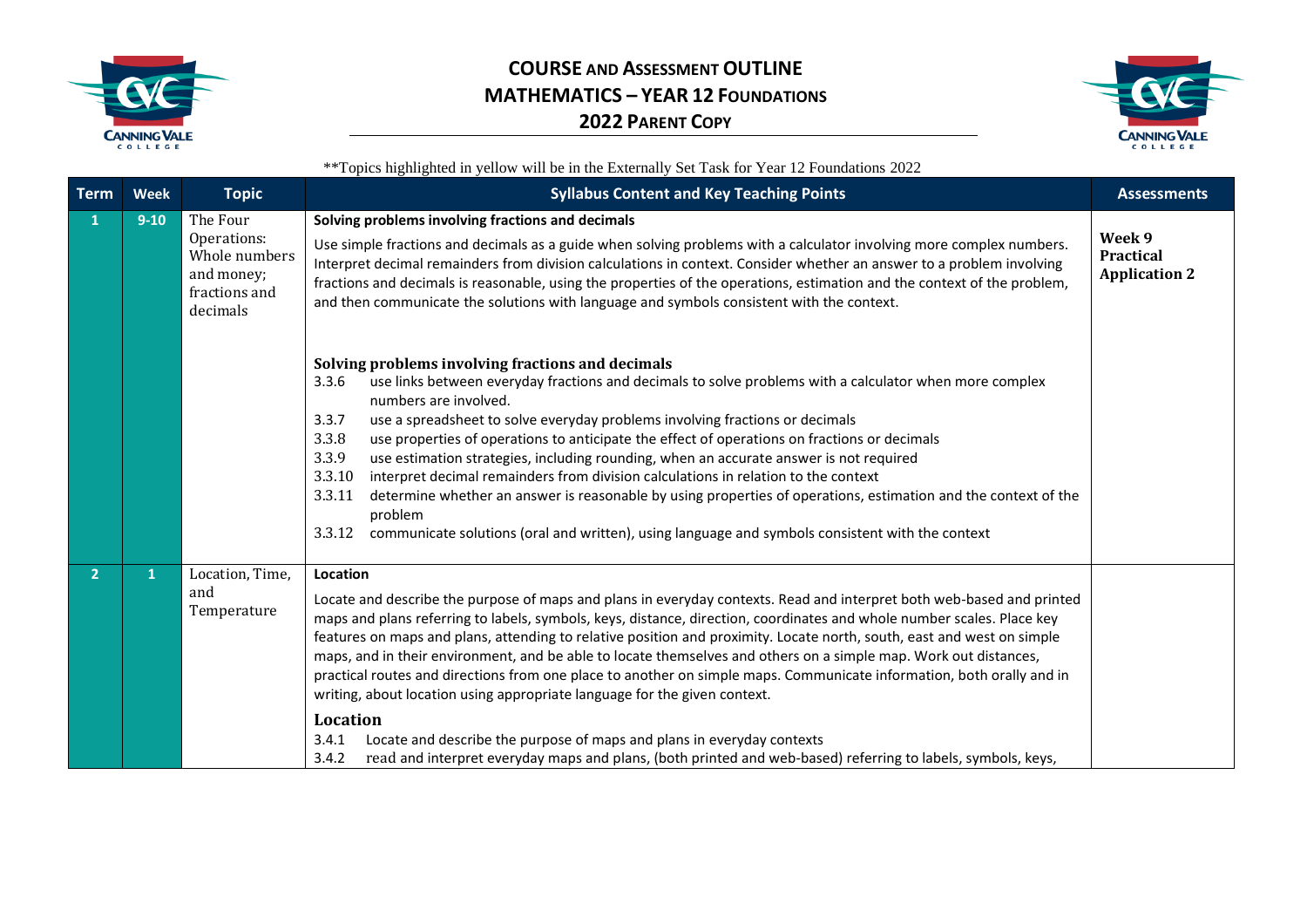# COURSE AND ASSESSMENT OUTLINE
## MATHEMATICS – YEAR 12 FOUNDATIONS
## 2022 PARENT COPY

**Topics highlighted in yellow will be in the Externally Set Task for Year 12 Foundations 2022

| Term | Week | Topic | Syllabus Content and Key Teaching Points | Assessments |
|---|---|---|---|---|
| 1 | 9-10 | The Four Operations: Whole numbers and money; fractions and decimals | **Solving problems involving fractions and decimals**<br>Use simple fractions and decimals as a guide when solving problems with a calculator involving more complex numbers. Interpret decimal remainders from division calculations in context. Consider whether an answer to a problem involving fractions and decimals is reasonable, using the properties of the operations, estimation and the context of the problem, and then communicate the solutions with language and symbols consistent with the context.<br><br>**Solving problems involving fractions and decimals**<br>3.3.6 use links between everyday fractions and decimals to solve problems with a calculator when more complex numbers are involved.<br>3.3.7 use a spreadsheet to solve everyday problems involving fractions or decimals<br>3.3.8 use properties of operations to anticipate the effect of operations on fractions or decimals<br>3.3.9 use estimation strategies, including rounding, when an accurate answer is not required<br>3.3.10 interpret decimal remainders from division calculations in relation to the context<br>3.3.11 determine whether an answer is reasonable by using properties of operations, estimation and the context of the problem<br>3.3.12 communicate solutions (oral and written), using language and symbols consistent with the context | **Week 9 Practical Application 2** |
| 2 | 1 | Location, Time, and Temperature | **Location**<br>Locate and describe the purpose of maps and plans in everyday contexts. Read and interpret both web-based and printed maps and plans referring to labels, symbols, keys, distance, direction, coordinates and whole number scales. Place key features on maps and plans, attending to relative position and proximity. Locate north, south, east and west on simple maps, and in their environment, and be able to locate themselves and others on a simple map. Work out distances, practical routes and directions from one place to another on simple maps. Communicate information, both orally and in writing, about location using appropriate language for the given context.<br><br>**Location**<br>3.4.1 Locate and describe the purpose of maps and plans in everyday contexts<br>3.4.2 read and interpret everyday maps and plans, (both printed and web-based) referring to labels, symbols, keys, | |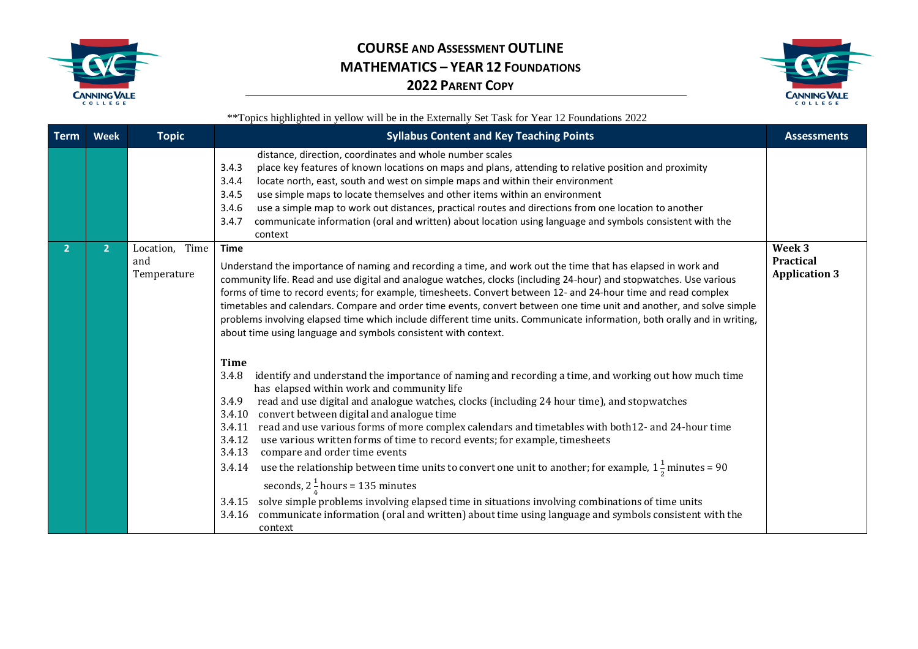# COURSE AND ASSESSMENT OUTLINE
## MATHEMATICS – YEAR 12 FOUNDATIONS
## 2022 PARENT COPY

**Topics highlighted in yellow will be in the Externally Set Task for Year 12 Foundations 2022

| Term | Week | Topic | Syllabus Content and Key Teaching Points | Assessments |
|---|---|---|---|---|
| | | | distance, direction, coordinates and whole number scales<br>3.4.3 place key features of known locations on maps and plans, attending to relative position and proximity<br>3.4.4 locate north, east, south and west on simple maps and within their environment<br>3.4.5 use simple maps to locate themselves and other items within an environment<br>3.4.6 use a simple map to work out distances, practical routes and directions from one location to another<br>3.4.7 communicate information (oral and written) about location using language and symbols consistent with the context | |
| 2 | 2 | Location, Time and Temperature | **Time**<br>Understand the importance of naming and recording a time, and work out the time that has elapsed in work and community life. Read and use digital and analogue watches, clocks (including 24-hour) and stopwatches. Use various forms of time to record events; for example, timesheets. Convert between 12- and 24-hour time and read complex timetables and calendars. Compare and order time events, convert between one time unit and another, and solve simple problems involving elapsed time which include different time units. Communicate information, both orally and in writing, about time using language and symbols consistent with context.<br><br>**Time**<br>3.4.8 identify and understand the importance of naming and recording a time, and working out how much time has elapsed within work and community life<br>3.4.9 read and use digital and analogue watches, clocks (including 24 hour time), and stopwatches<br>3.4.10 convert between digital and analogue time<br>3.4.11 read and use various forms of more complex calendars and timetables with both12- and 24-hour time<br>3.4.12 use various written forms of time to record events; for example, timesheets<br>3.4.13 compare and order time events<br>3.4.14 use the relationship between time units to convert one unit to another; for example, $1\frac{1}{2}$ minutes = 90 seconds, $2\frac{1}{4}$ hours = 135 minutes<br>3.4.15 solve simple problems involving elapsed time in situations involving combinations of time units<br>3.4.16 communicate information (oral and written) about time using language and symbols consistent with the context | **Week 3 Practical Application 3** |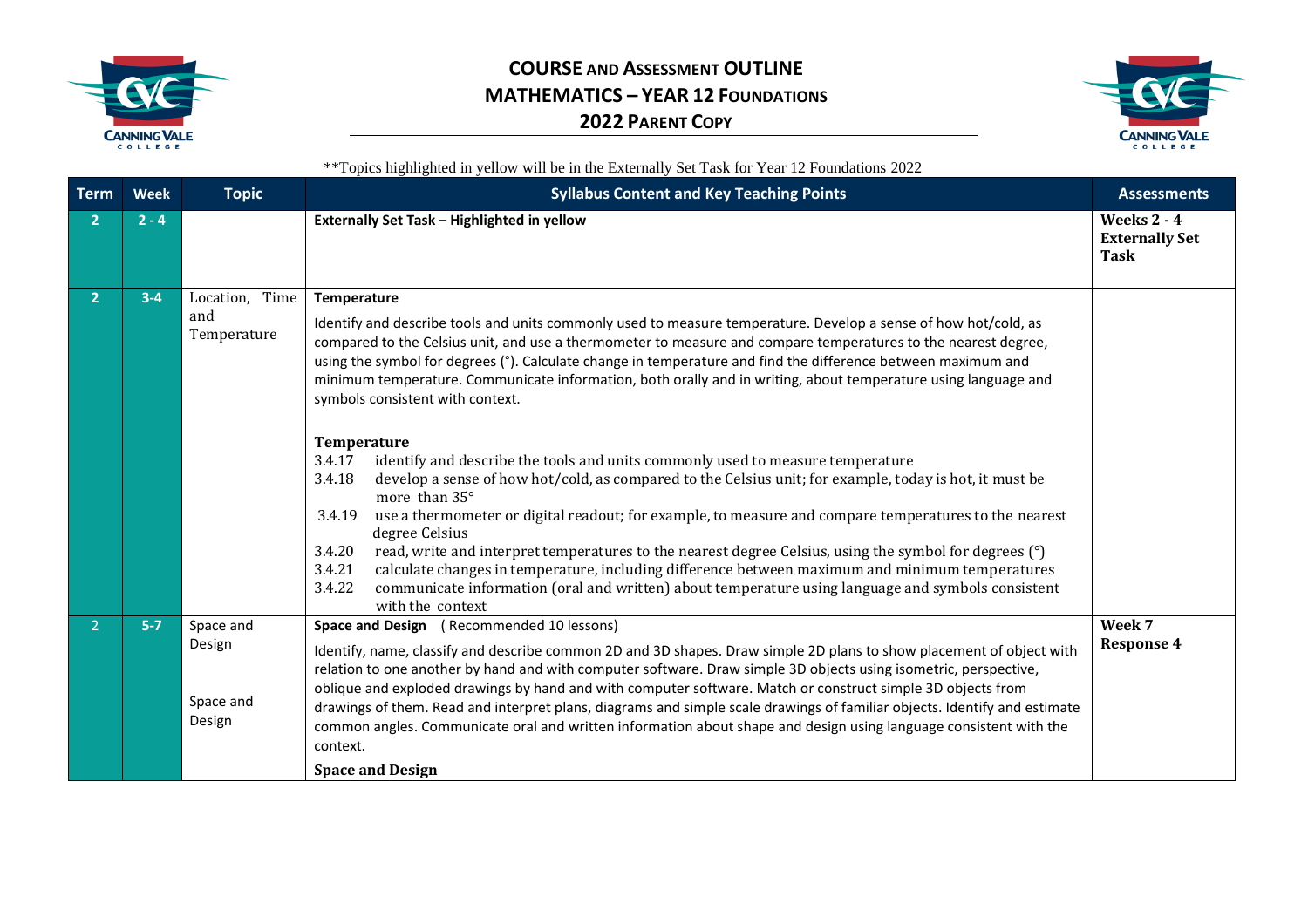**COURSE AND ASSESSMENT OUTLINE**
**MATHEMATICS – YEAR 12 FOUNDATIONS**
**2022 PARENT COPY**

**Topics highlighted in yellow will be in the Externally Set Task for Year 12 Foundations 2022

| Term | Week | Topic | Syllabus Content and Key Teaching Points | Assessments |
|---|---|---|---|---|
| 2 | 2 - 4 | | **Externally Set Task – Highlighted in yellow** | **Weeks 2 - 4 Externally Set Task** |
| 2 | 3-4 | Location, Time and Temperature | **Temperature**<br><br>Identify and describe tools and units commonly used to measure temperature. Develop a sense of how hot/cold, as compared to the Celsius unit, and use a thermometer to measure and compare temperatures to the nearest degree, using the symbol for degrees (°). Calculate change in temperature and find the difference between maximum and minimum temperature. Communicate information, both orally and in writing, about temperature using language and symbols consistent with context.<br><br>**Temperature**<br>3.4.17 identify and describe the tools and units commonly used to measure temperature<br>3.4.18 develop a sense of how hot/cold, as compared to the Celsius unit; for example, today is hot, it must be more than 35°<br>3.4.19 use a thermometer or digital readout; for example, to measure and compare temperatures to the nearest degree Celsius<br>3.4.20 read, write and interpret temperatures to the nearest degree Celsius, using the symbol for degrees (°)<br>3.4.21 calculate changes in temperature, including difference between maximum and minimum temperatures<br>3.4.22 communicate information (oral and written) about temperature using language and symbols consistent with the context | |
| 2 | 5-7 | Space and Design<br><br>Space and Design | **Space and Design** (Recommended 10 lessons)<br><br>Identify, name, classify and describe common 2D and 3D shapes. Draw simple 2D plans to show placement of object with relation to one another by hand and with computer software. Draw simple 3D objects using isometric, perspective, oblique and exploded drawings by hand and with computer software. Match or construct simple 3D objects from drawings of them. Read and interpret plans, diagrams and simple scale drawings of familiar objects. Identify and estimate common angles. Communicate oral and written information about shape and design using language consistent with the context.<br><br>**Space and Design** | **Week 7 Response 4** |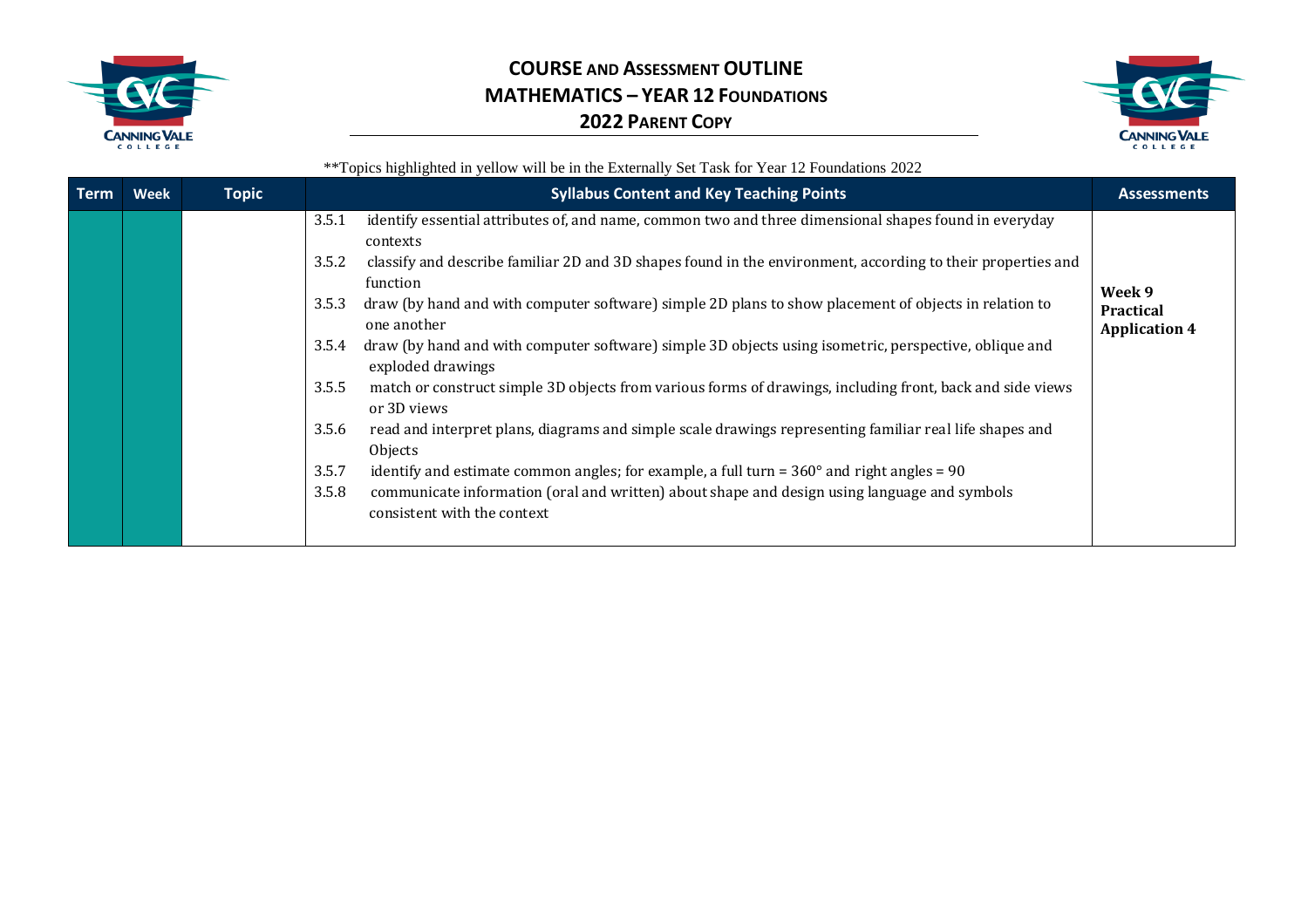# COURSE AND ASSESSMENT OUTLINE
## MATHEMATICS – YEAR 12 FOUNDATIONS
## 2022 PARENT COPY

**Topics highlighted in yellow will be in the Externally Set Task for Year 12 Foundations 2022

| Term | Week | Topic | Syllabus Content and Key Teaching Points | Assessments |
|---|---|---|---|---|
| | | | 3.5.1 identify essential attributes of, and name, common two and three dimensional shapes found in everyday contexts<br>3.5.2 classify and describe familiar 2D and 3D shapes found in the environment, according to their properties and function<br>3.5.3 draw (by hand and with computer software) simple 2D plans to show placement of objects in relation to one another<br>3.5.4 draw (by hand and with computer software) simple 3D objects using isometric, perspective, oblique and exploded drawings<br>3.5.5 match or construct simple 3D objects from various forms of drawings, including front, back and side views or 3D views<br>3.5.6 read and interpret plans, diagrams and simple scale drawings representing familiar real life shapes and Objects<br>3.5.7 identify and estimate common angles; for example, a full turn = 360° and right angles = 90<br>3.5.8 communicate information (oral and written) about shape and design using language and symbols consistent with the context | **Week 9 Practical Application 4** |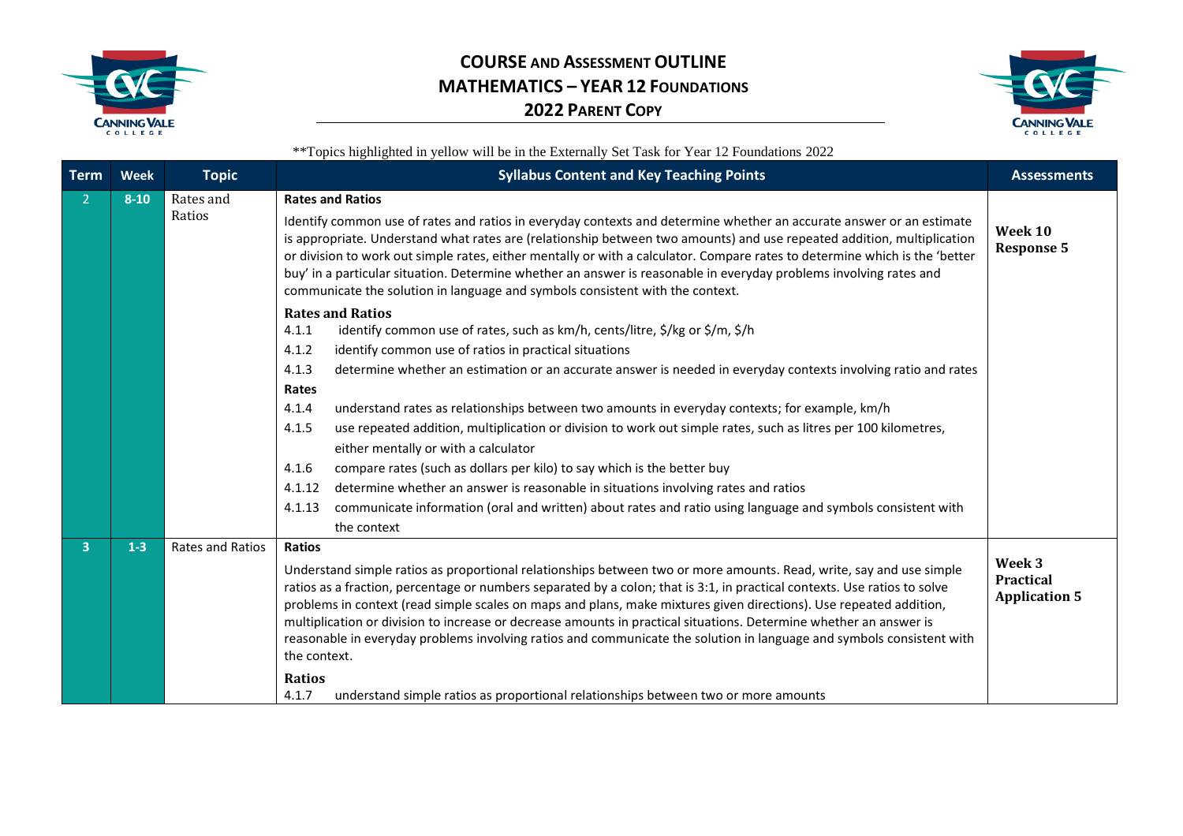# COURSE AND ASSESSMENT OUTLINE
## MATHEMATICS – YEAR 12 FOUNDATIONS
## 2022 PARENT COPY

**Topics highlighted in yellow will be in the Externally Set Task for Year 12 Foundations 2022

| Term | Week | Topic | Syllabus Content and Key Teaching Points | Assessments |
|---|---|---|---|---|
| 2 | 8-10 | Rates and Ratios | **Rates and Ratios**<br><br>Identify common use of rates and ratios in everyday contexts and determine whether an accurate answer or an estimate is appropriate. Understand what rates are (relationship between two amounts) and use repeated addition, multiplication or division to work out simple rates, either mentally or with a calculator. Compare rates to determine which is the 'better buy' in a particular situation. Determine whether an answer is reasonable in everyday problems involving rates and communicate the solution in language and symbols consistent with the context.<br><br>**Rates and Ratios**<br>4.1.1 identify common use of rates, such as km/h, cents/litre, $/kg or $/m, $/h<br>4.1.2 identify common use of ratios in practical situations<br>4.1.3 determine whether an estimation or an accurate answer is needed in everyday contexts involving ratio and rates<br>**Rates**<br>4.1.4 understand rates as relationships between two amounts in everyday contexts; for example, km/h<br>4.1.5 use repeated addition, multiplication or division to work out simple rates, such as litres per 100 kilometres, either mentally or with a calculator<br>4.1.6 compare rates (such as dollars per kilo) to say which is the better buy<br>4.1.12 determine whether an answer is reasonable in situations involving rates and ratios<br>4.1.13 communicate information (oral and written) about rates and ratio using language and symbols consistent with the context | **Week 10 Response 5** |
| 3 | 1-3 | Rates and Ratios | **Ratios**<br><br>Understand simple ratios as proportional relationships between two or more amounts. Read, write, say and use simple ratios as a fraction, percentage or numbers separated by a colon; that is 3:1, in practical contexts. Use ratios to solve problems in context (read simple scales on maps and plans, make mixtures given directions). Use repeated addition, multiplication or division to increase or decrease amounts in practical situations. Determine whether an answer is reasonable in everyday problems involving ratios and communicate the solution in language and symbols consistent with the context.<br><br>**Ratios**<br>4.1.7 understand simple ratios as proportional relationships between two or more amounts | **Week 3 Practical Application 5** |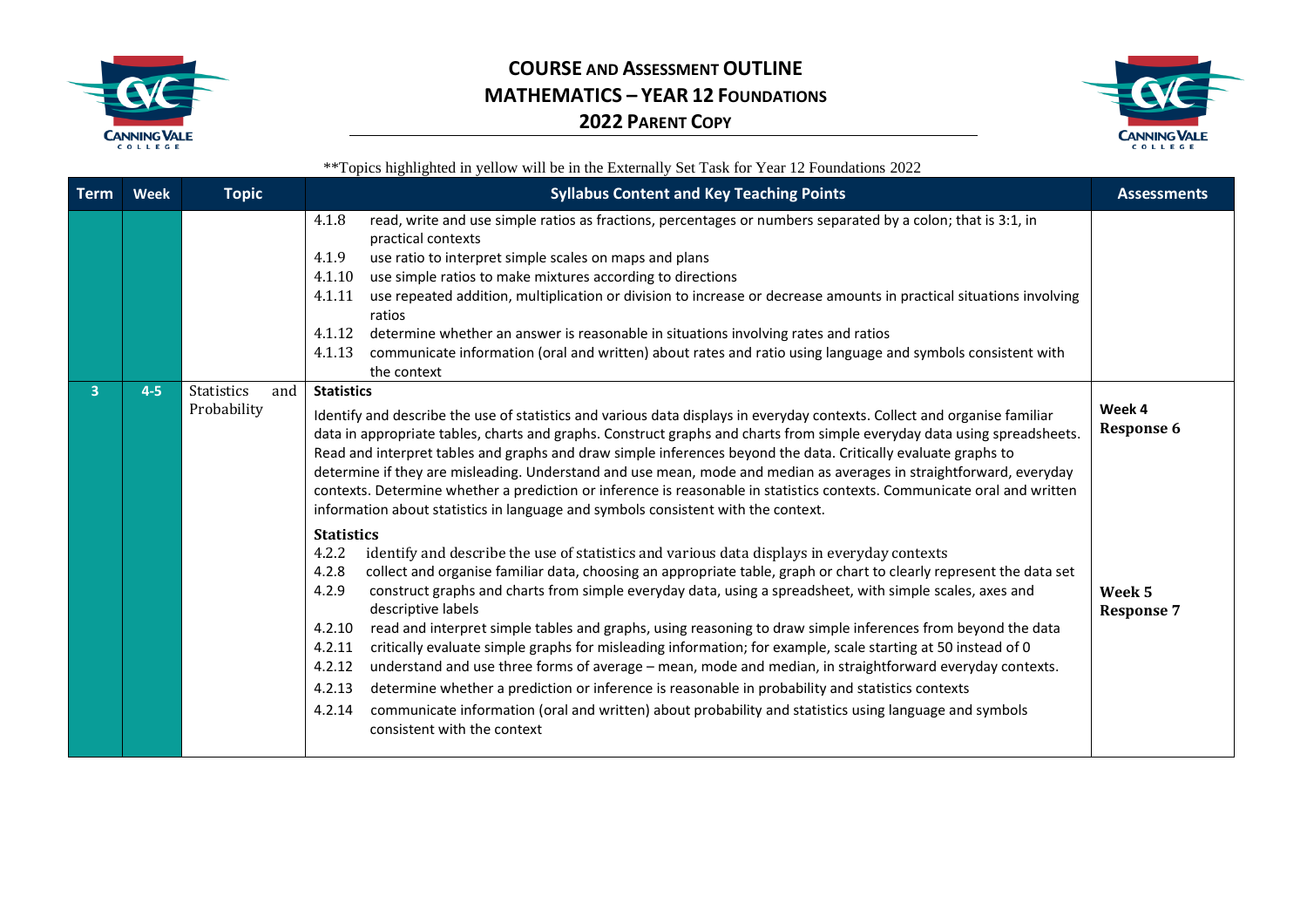# COURSE AND ASSESSMENT OUTLINE

## MATHEMATICS – YEAR 12 FOUNDATIONS

### 2022 PARENT COPY

**Topics highlighted in yellow will be in the Externally Set Task for Year 12 Foundations 2022

| Term | Week | Topic | Syllabus Content and Key Teaching Points | Assessments |
|---|---|---|---|---|
| | | | 4.1.8 read, write and use simple ratios as fractions, percentages or numbers separated by a colon; that is 3:1, in practical contexts<br>4.1.9 use ratio to interpret simple scales on maps and plans<br>4.1.10 use simple ratios to make mixtures according to directions<br>4.1.11 use repeated addition, multiplication or division to increase or decrease amounts in practical situations involving ratios<br>4.1.12 determine whether an answer is reasonable in situations involving rates and ratios<br>4.1.13 communicate information (oral and written) about rates and ratio using language and symbols consistent with the context | |
| 3 | 4-5 | Statistics and Probability | **Statistics**<br>Identify and describe the use of statistics and various data displays in everyday contexts. Collect and organise familiar data in appropriate tables, charts and graphs. Construct graphs and charts from simple everyday data using spreadsheets. Read and interpret tables and graphs and draw simple inferences beyond the data. Critically evaluate graphs to determine if they are misleading. Understand and use mean, mode and median as averages in straightforward, everyday contexts. Determine whether a prediction or inference is reasonable in statistics contexts. Communicate oral and written information about statistics in language and symbols consistent with the context.<br><br>**Statistics**<br>4.2.2 identify and describe the use of statistics and various data displays in everyday contexts<br>4.2.8 collect and organise familiar data, choosing an appropriate table, graph or chart to clearly represent the data set<br>4.2.9 construct graphs and charts from simple everyday data, using a spreadsheet, with simple scales, axes and descriptive labels<br>4.2.10 read and interpret simple tables and graphs, using reasoning to draw simple inferences from beyond the data<br>4.2.11 critically evaluate simple graphs for misleading information; for example, scale starting at 50 instead of 0<br>4.2.12 understand and use three forms of average – mean, mode and median, in straightforward everyday contexts.<br>4.2.13 determine whether a prediction or inference is reasonable in probability and statistics contexts<br>4.2.14 communicate information (oral and written) about probability and statistics using language and symbols consistent with the context | **Week 4**<br>**Response 6**<br><br>**Week 5**<br>**Response 7** |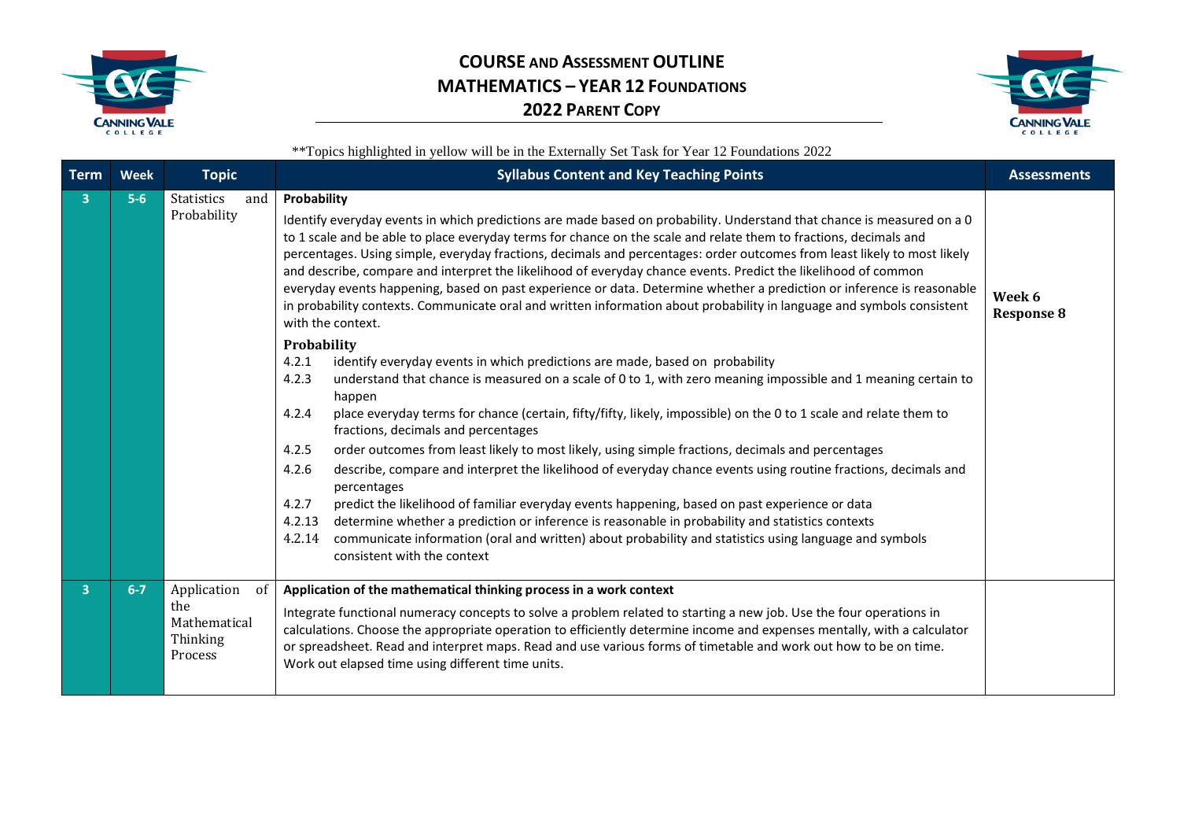# COURSE AND ASSESSMENT OUTLINE
## MATHEMATICS – YEAR 12 FOUNDATIONS
## 2022 PARENT COPY

**Topics highlighted in yellow will be in the Externally Set Task for Year 12 Foundations 2022

| Term | Week | Topic | Syllabus Content and Key Teaching Points | Assessments |
|---|---|---|---|---|
| 3 | 5-6 | Statistics and Probability | **Probability**<br><br>Identify everyday events in which predictions are made based on probability. Understand that chance is measured on a 0 to 1 scale and be able to place everyday terms for chance on the scale and relate them to fractions, decimals and percentages. Using simple, everyday fractions, decimals and percentages: order outcomes from least likely to most likely and describe, compare and interpret the likelihood of everyday chance events. Predict the likelihood of common everyday events happening, based on past experience or data. Determine whether a prediction or inference is reasonable in probability contexts. Communicate oral and written information about probability in language and symbols consistent with the context.<br><br>**Probability**<br>4.2.1 identify everyday events in which predictions are made, based on probability<br>4.2.3 understand that chance is measured on a scale of 0 to 1, with zero meaning impossible and 1 meaning certain to happen<br>4.2.4 place everyday terms for chance (certain, fifty/fifty, likely, impossible) on the 0 to 1 scale and relate them to fractions, decimals and percentages<br>4.2.5 order outcomes from least likely to most likely, using simple fractions, decimals and percentages<br>4.2.6 describe, compare and interpret the likelihood of everyday chance events using routine fractions, decimals and percentages<br>4.2.7 predict the likelihood of familiar everyday events happening, based on past experience or data<br>4.2.13 determine whether a prediction or inference is reasonable in probability and statistics contexts<br>4.2.14 communicate information (oral and written) about probability and statistics using language and symbols consistent with the context | **Week 6 Response 8** |
| 3 | 6-7 | Application of the Mathematical Thinking Process | **Application of the mathematical thinking process in a work context**<br><br>Integrate functional numeracy concepts to solve a problem related to starting a new job. Use the four operations in calculations. Choose the appropriate operation to efficiently determine income and expenses mentally, with a calculator or spreadsheet. Read and interpret maps. Read and use various forms of timetable and work out how to be on time. Work out elapsed time using different time units. | |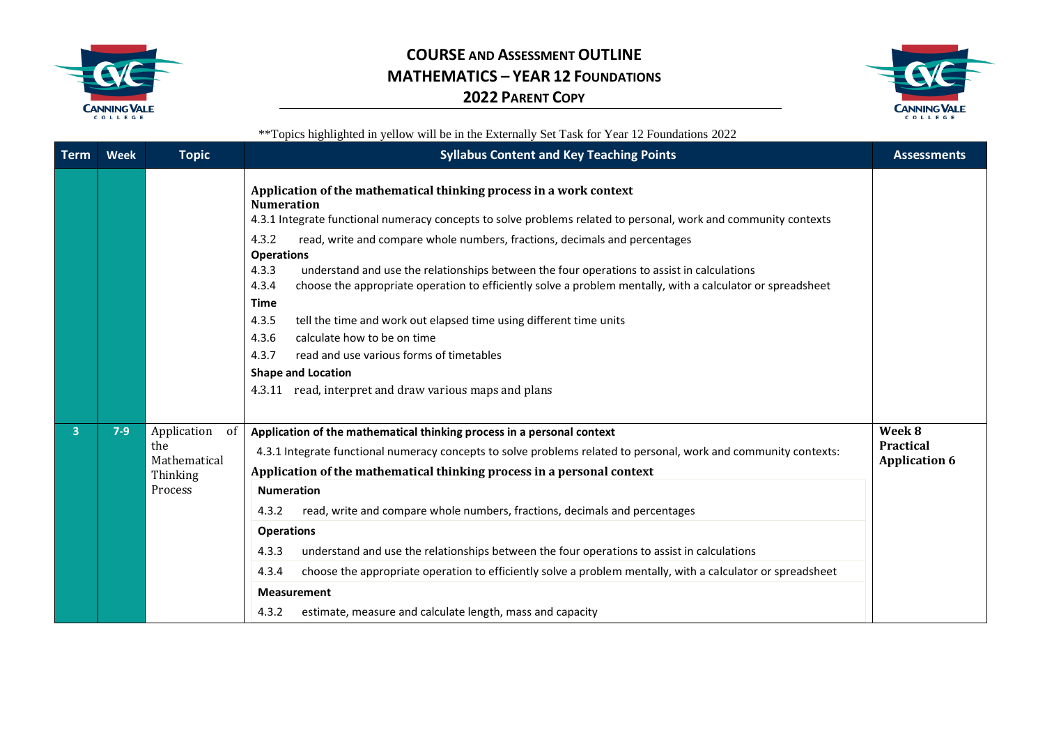# COURSE AND ASSESSMENT OUTLINE
## MATHEMATICS – YEAR 12 FOUNDATIONS
## 2022 PARENT COPY

**Topics highlighted in yellow will be in the Externally Set Task for Year 12 Foundations 2022

| Term | Week | Topic | Syllabus Content and Key Teaching Points | Assessments |
|---|---|---|---|---|
| | | | **Application of the mathematical thinking process in a work context**<br>**Numeration**<br>4.3.1 Integrate functional numeracy concepts to solve problems related to personal, work and community contexts<br>4.3.2 read, write and compare whole numbers, fractions, decimals and percentages<br>**Operations**<br>4.3.3 understand and use the relationships between the four operations to assist in calculations<br>4.3.4 choose the appropriate operation to efficiently solve a problem mentally, with a calculator or spreadsheet<br>**Time**<br>4.3.5 tell the time and work out elapsed time using different time units<br>4.3.6 calculate how to be on time<br>4.3.7 read and use various forms of timetables<br>**Shape and Location**<br>4.3.11 read, interpret and draw various maps and plans | |
| 3 | 7-9 | Application of the Mathematical Thinking Process | **Application of the mathematical thinking process in a personal context**<br>4.3.1 Integrate functional numeracy concepts to solve problems related to personal, work and community contexts:<br>**Application of the mathematical thinking process in a personal context**<br>**Numeration**<br>4.3.2 read, write and compare whole numbers, fractions, decimals and percentages<br>**Operations**<br>4.3.3 understand and use the relationships between the four operations to assist in calculations<br>4.3.4 choose the appropriate operation to efficiently solve a problem mentally, with a calculator or spreadsheet<br>**Measurement**<br>4.3.2 estimate, measure and calculate length, mass and capacity | **Week 8**<br>**Practical Application 6** |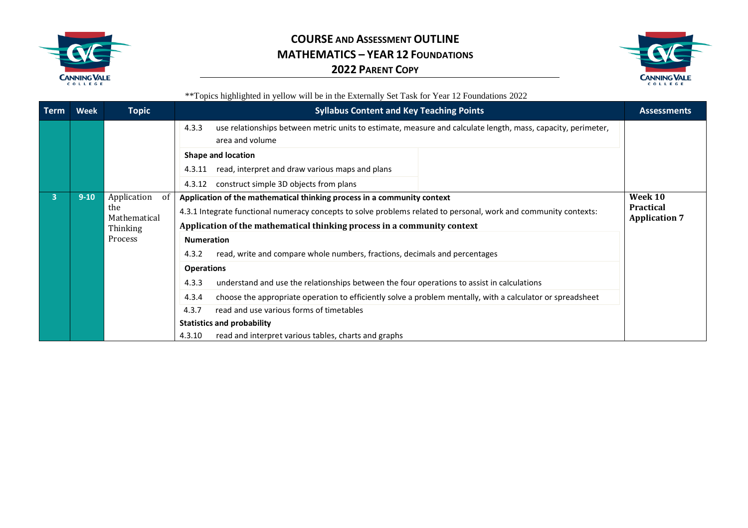# COURSE AND ASSESSMENT OUTLINE
## MATHEMATICS – YEAR 12 FOUNDATIONS
## 2022 PARENT COPY

**Topics highlighted in yellow will be in the Externally Set Task for Year 12 Foundations 2022

| Term | Week | Topic | Syllabus Content and Key Teaching Points | Assessments |
|---|---|---|---|---|
| | | | 4.3.3 use relationships between metric units to estimate, measure and calculate length, mass, capacity, perimeter, area and volume<br>**Shape and location**<br>4.3.11 read, interpret and draw various maps and plans<br>4.3.12 construct simple 3D objects from plans | |
| 3 | 9-10 | Application of the Mathematical Thinking Process | **Application of the mathematical thinking process in a community context**<br>4.3.1 Integrate functional numeracy concepts to solve problems related to personal, work and community contexts:<br>**Application of the mathematical thinking process in a community context**<br>**Numeration**<br>4.3.2 read, write and compare whole numbers, fractions, decimals and percentages<br>**Operations**<br>4.3.3 understand and use the relationships between the four operations to assist in calculations<br>4.3.4 choose the appropriate operation to efficiently solve a problem mentally, with a calculator or spreadsheet<br>4.3.7 read and use various forms of timetables<br>**Statistics and probability**<br>4.3.10 read and interpret various tables, charts and graphs | **Week 10**<br>**Practical Application 7** |